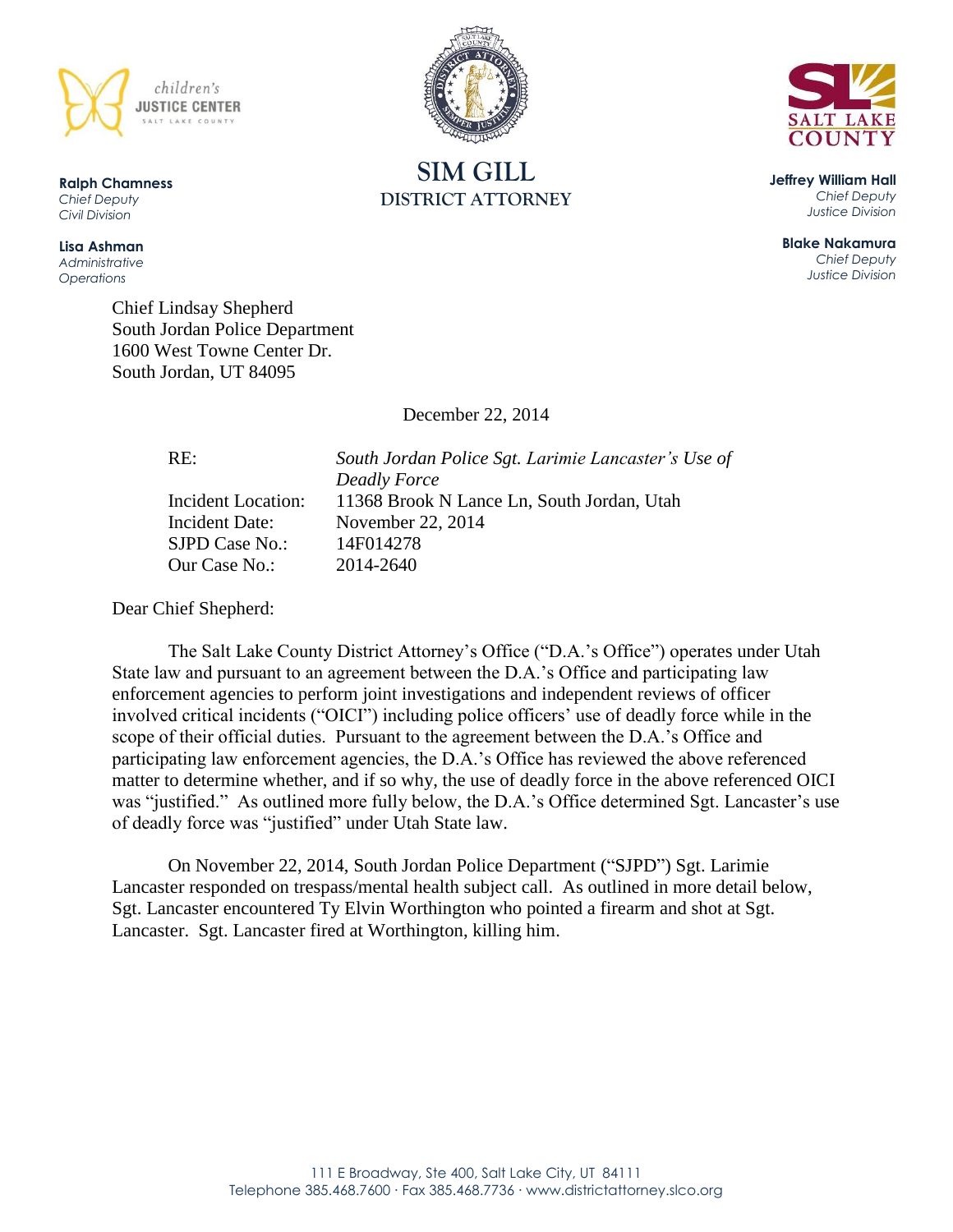children's
JUSTICE CENTER
SALT LAKE COUNTY

**Ralph Chamness**
*Chief Deputy*
*Civil Division*

**Lisa Ashman**
*Administrative Operations*

**SIM GILL**
DISTRICT ATTORNEY

SALT LAKE COUNTY

**Jeffrey William Hall**
*Chief Deputy*
*Justice Division*

**Blake Nakamura**
*Chief Deputy*
*Justice Division*

Chief Lindsay Shepherd
South Jordan Police Department
1600 West Towne Center Dr.
South Jordan, UT 84095

December 22, 2014

| | |
|---|---|
| RE: | *South Jordan Police Sgt. Larimie Lancaster's Use of Deadly Force* |
| Incident Location: | 11368 Brook N Lance Ln, South Jordan, Utah |
| Incident Date: | November 22, 2014 |
| SJPD Case No.: | 14F014278 |
| Our Case No.: | 2014-2640 |

Dear Chief Shepherd:

The Salt Lake County District Attorney's Office ("D.A.'s Office") operates under Utah State law and pursuant to an agreement between the D.A.'s Office and participating law enforcement agencies to perform joint investigations and independent reviews of officer involved critical incidents ("OICI") including police officers' use of deadly force while in the scope of their official duties. Pursuant to the agreement between the D.A.'s Office and participating law enforcement agencies, the D.A.'s Office has reviewed the above referenced matter to determine whether, and if so why, the use of deadly force in the above referenced OICI was "justified." As outlined more fully below, the D.A.'s Office determined Sgt. Lancaster's use of deadly force was "justified" under Utah State law.

On November 22, 2014, South Jordan Police Department ("SJPD") Sgt. Larimie Lancaster responded on trespass/mental health subject call. As outlined in more detail below, Sgt. Lancaster encountered Ty Elvin Worthington who pointed a firearm and shot at Sgt. Lancaster. Sgt. Lancaster fired at Worthington, killing him.

111 E Broadway, Ste 400, Salt Lake City, UT 84111
Telephone 385.468.7600 · Fax 385.468.7736 · www.districtattorney.slco.org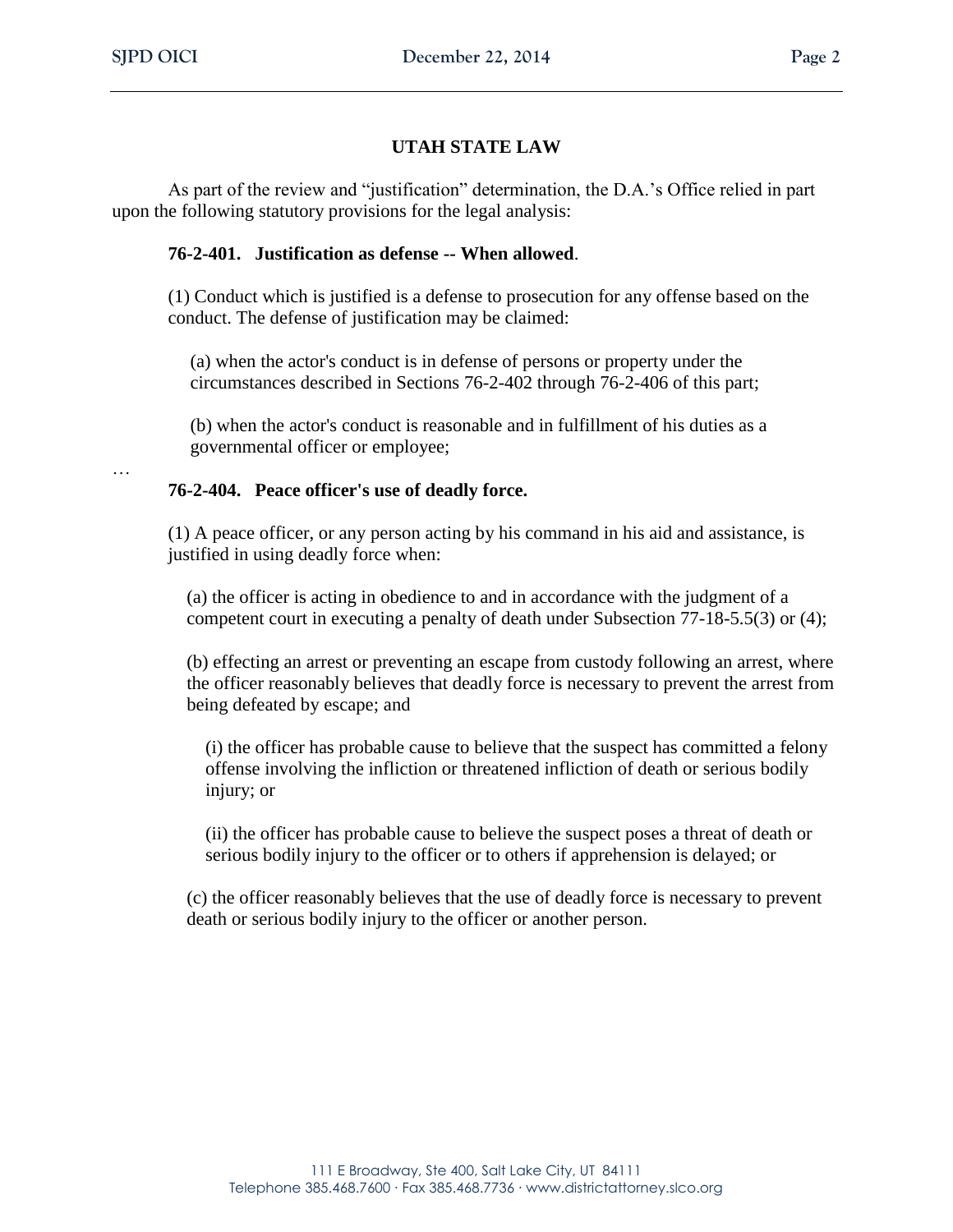## UTAH STATE LAW

As part of the review and "justification" determination, the D.A.'s Office relied in part upon the following statutory provisions for the legal analysis:

**76-2-401. Justification as defense -- When allowed**.

(1) Conduct which is justified is a defense to prosecution for any offense based on the conduct. The defense of justification may be claimed:

(a) when the actor's conduct is in defense of persons or property under the circumstances described in Sections 76-2-402 through 76-2-406 of this part;

(b) when the actor's conduct is reasonable and in fulfillment of his duties as a governmental officer or employee;

…

**76-2-404. Peace officer's use of deadly force.**

(1) A peace officer, or any person acting by his command in his aid and assistance, is justified in using deadly force when:

(a) the officer is acting in obedience to and in accordance with the judgment of a competent court in executing a penalty of death under Subsection 77-18-5.5(3) or (4);

(b) effecting an arrest or preventing an escape from custody following an arrest, where the officer reasonably believes that deadly force is necessary to prevent the arrest from being defeated by escape; and

(i) the officer has probable cause to believe that the suspect has committed a felony offense involving the infliction or threatened infliction of death or serious bodily injury; or

(ii) the officer has probable cause to believe the suspect poses a threat of death or serious bodily injury to the officer or to others if apprehension is delayed; or

(c) the officer reasonably believes that the use of deadly force is necessary to prevent death or serious bodily injury to the officer or another person.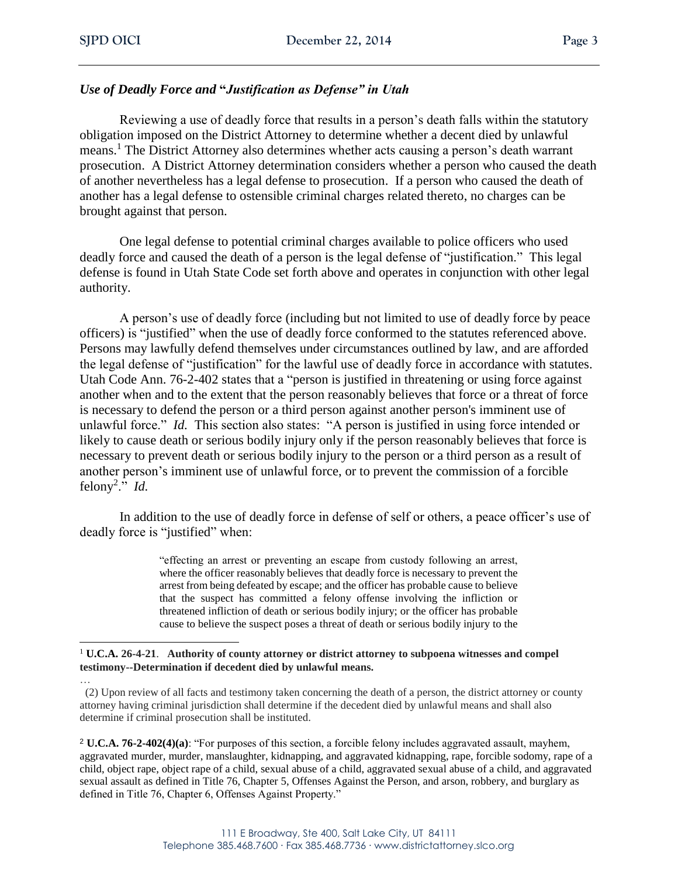### *Use of Deadly Force and "Justification as Defense" in Utah*

Reviewing a use of deadly force that results in a person's death falls within the statutory obligation imposed on the District Attorney to determine whether a decent died by unlawful means.[1] The District Attorney also determines whether acts causing a person's death warrant prosecution. A District Attorney determination considers whether a person who caused the death of another nevertheless has a legal defense to prosecution. If a person who caused the death of another has a legal defense to ostensible criminal charges related thereto, no charges can be brought against that person.

One legal defense to potential criminal charges available to police officers who used deadly force and caused the death of a person is the legal defense of "justification." This legal defense is found in Utah State Code set forth above and operates in conjunction with other legal authority.

A person's use of deadly force (including but not limited to use of deadly force by peace officers) is "justified" when the use of deadly force conformed to the statutes referenced above. Persons may lawfully defend themselves under circumstances outlined by law, and are afforded the legal defense of "justification" for the lawful use of deadly force in accordance with statutes. Utah Code Ann. 76-2-402 states that a "person is justified in threatening or using force against another when and to the extent that the person reasonably believes that force or a threat of force is necessary to defend the person or a third person against another person's imminent use of unlawful force." *Id.* This section also states: "A person is justified in using force intended or likely to cause death or serious bodily injury only if the person reasonably believes that force is necessary to prevent death or serious bodily injury to the person or a third person as a result of another person's imminent use of unlawful force, or to prevent the commission of a forcible felony[2]." *Id.*

In addition to the use of deadly force in defense of self or others, a peace officer's use of deadly force is "justified" when:

> "effecting an arrest or preventing an escape from custody following an arrest, where the officer reasonably believes that deadly force is necessary to prevent the arrest from being defeated by escape; and the officer has probable cause to believe that the suspect has committed a felony offense involving the infliction or threatened infliction of death or serious bodily injury; or the officer has probable cause to believe the suspect poses a threat of death or serious bodily injury to the

---

[1] **U.C.A. 26-4-21**. **Authority of county attorney or district attorney to subpoena witnesses and compel testimony--Determination if decedent died by unlawful means.**

…

(2) Upon review of all facts and testimony taken concerning the death of a person, the district attorney or county attorney having criminal jurisdiction shall determine if the decedent died by unlawful means and shall also determine if criminal prosecution shall be instituted.

[2] **U.C.A. 76-2-402(4)(a)**: "For purposes of this section, a forcible felony includes aggravated assault, mayhem, aggravated murder, murder, manslaughter, kidnapping, and aggravated kidnapping, rape, forcible sodomy, rape of a child, object rape, object rape of a child, sexual abuse of a child, aggravated sexual abuse of a child, and aggravated sexual assault as defined in Title 76, Chapter 5, Offenses Against the Person, and arson, robbery, and burglary as defined in Title 76, Chapter 6, Offenses Against Property."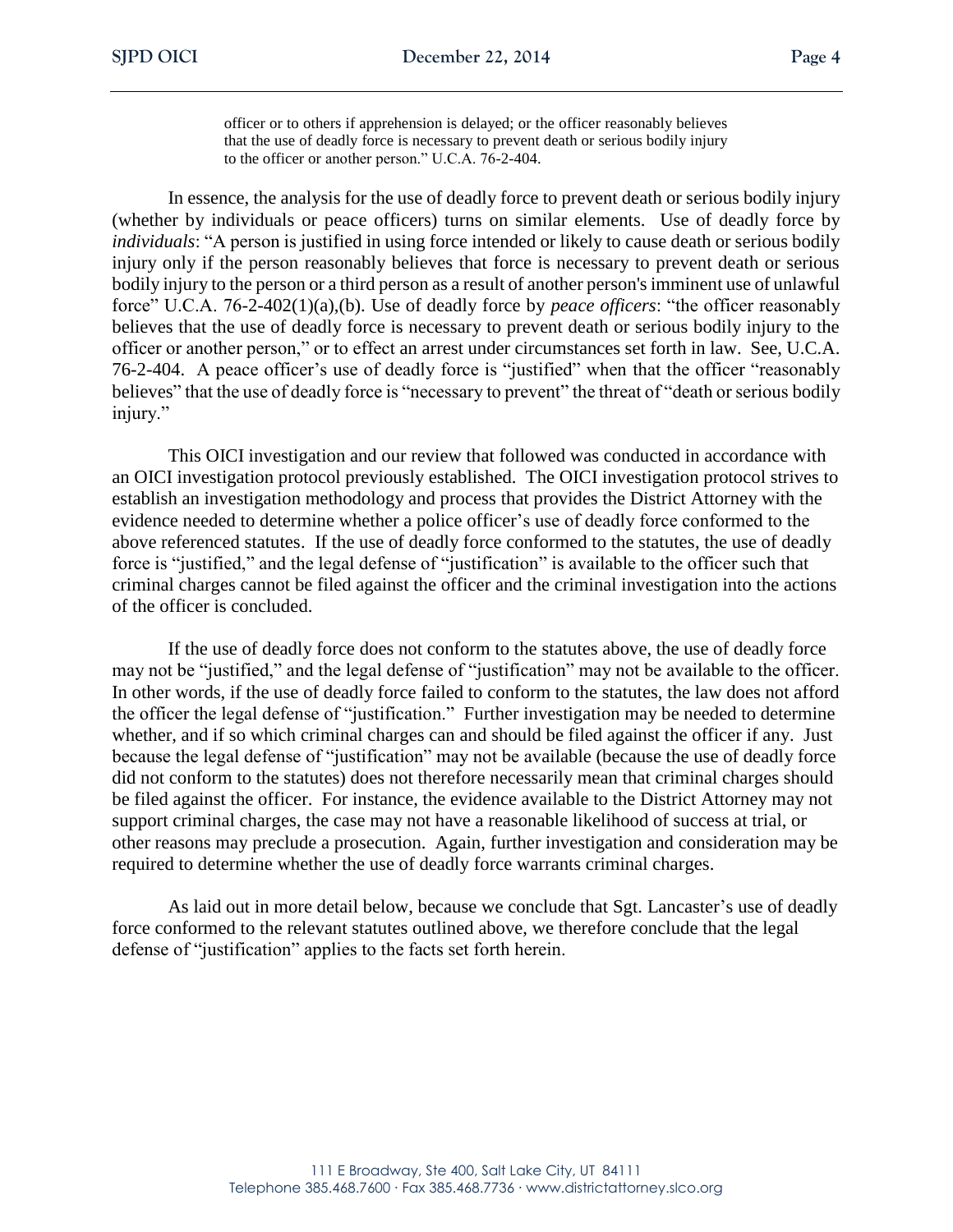> officer or to others if apprehension is delayed; or the officer reasonably believes that the use of deadly force is necessary to prevent death or serious bodily injury to the officer or another person." U.C.A. 76-2-404.

In essence, the analysis for the use of deadly force to prevent death or serious bodily injury (whether by individuals or peace officers) turns on similar elements. Use of deadly force by *individuals*: "A person is justified in using force intended or likely to cause death or serious bodily injury only if the person reasonably believes that force is necessary to prevent death or serious bodily injury to the person or a third person as a result of another person's imminent use of unlawful force" U.C.A. 76-2-402(1)(a),(b). Use of deadly force by *peace officers*: "the officer reasonably believes that the use of deadly force is necessary to prevent death or serious bodily injury to the officer or another person," or to effect an arrest under circumstances set forth in law. See, U.C.A. 76-2-404. A peace officer's use of deadly force is "justified" when that the officer "reasonably believes" that the use of deadly force is "necessary to prevent" the threat of "death or serious bodily injury."

This OICI investigation and our review that followed was conducted in accordance with an OICI investigation protocol previously established. The OICI investigation protocol strives to establish an investigation methodology and process that provides the District Attorney with the evidence needed to determine whether a police officer's use of deadly force conformed to the above referenced statutes. If the use of deadly force conformed to the statutes, the use of deadly force is "justified," and the legal defense of "justification" is available to the officer such that criminal charges cannot be filed against the officer and the criminal investigation into the actions of the officer is concluded.

If the use of deadly force does not conform to the statutes above, the use of deadly force may not be "justified," and the legal defense of "justification" may not be available to the officer. In other words, if the use of deadly force failed to conform to the statutes, the law does not afford the officer the legal defense of "justification." Further investigation may be needed to determine whether, and if so which criminal charges can and should be filed against the officer if any. Just because the legal defense of "justification" may not be available (because the use of deadly force did not conform to the statutes) does not therefore necessarily mean that criminal charges should be filed against the officer. For instance, the evidence available to the District Attorney may not support criminal charges, the case may not have a reasonable likelihood of success at trial, or other reasons may preclude a prosecution. Again, further investigation and consideration may be required to determine whether the use of deadly force warrants criminal charges.

As laid out in more detail below, because we conclude that Sgt. Lancaster's use of deadly force conformed to the relevant statutes outlined above, we therefore conclude that the legal defense of "justification" applies to the facts set forth herein.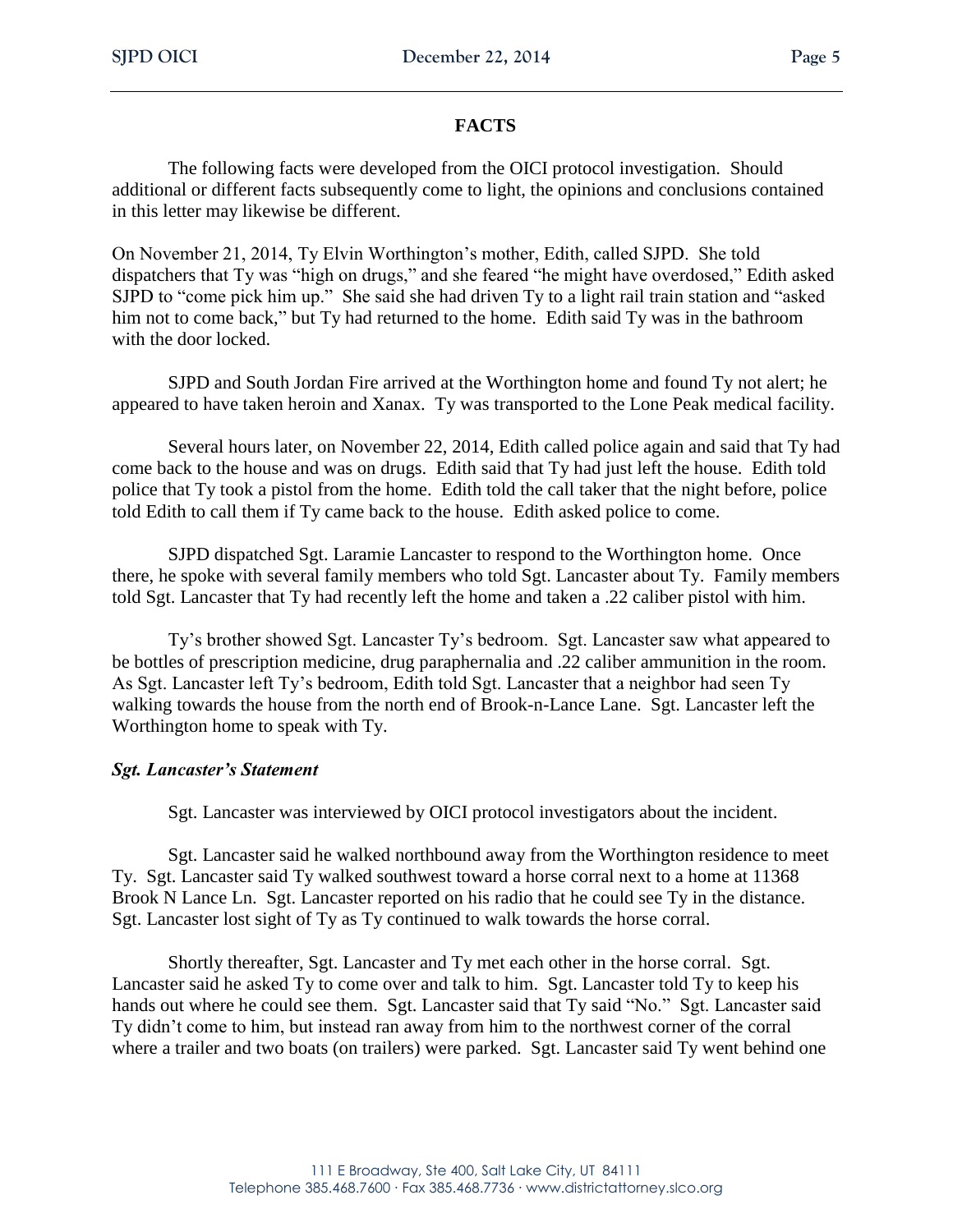## FACTS

The following facts were developed from the OICI protocol investigation. Should additional or different facts subsequently come to light, the opinions and conclusions contained in this letter may likewise be different.

On November 21, 2014, Ty Elvin Worthington's mother, Edith, called SJPD. She told dispatchers that Ty was "high on drugs," and she feared "he might have overdosed," Edith asked SJPD to "come pick him up." She said she had driven Ty to a light rail train station and "asked him not to come back," but Ty had returned to the home. Edith said Ty was in the bathroom with the door locked.

SJPD and South Jordan Fire arrived at the Worthington home and found Ty not alert; he appeared to have taken heroin and Xanax. Ty was transported to the Lone Peak medical facility.

Several hours later, on November 22, 2014, Edith called police again and said that Ty had come back to the house and was on drugs. Edith said that Ty had just left the house. Edith told police that Ty took a pistol from the home. Edith told the call taker that the night before, police told Edith to call them if Ty came back to the house. Edith asked police to come.

SJPD dispatched Sgt. Laramie Lancaster to respond to the Worthington home. Once there, he spoke with several family members who told Sgt. Lancaster about Ty. Family members told Sgt. Lancaster that Ty had recently left the home and taken a .22 caliber pistol with him.

Ty's brother showed Sgt. Lancaster Ty's bedroom. Sgt. Lancaster saw what appeared to be bottles of prescription medicine, drug paraphernalia and .22 caliber ammunition in the room. As Sgt. Lancaster left Ty's bedroom, Edith told Sgt. Lancaster that a neighbor had seen Ty walking towards the house from the north end of Brook-n-Lance Lane. Sgt. Lancaster left the Worthington home to speak with Ty.

### *Sgt. Lancaster's Statement*

Sgt. Lancaster was interviewed by OICI protocol investigators about the incident.

Sgt. Lancaster said he walked northbound away from the Worthington residence to meet Ty. Sgt. Lancaster said Ty walked southwest toward a horse corral next to a home at 11368 Brook N Lance Ln. Sgt. Lancaster reported on his radio that he could see Ty in the distance. Sgt. Lancaster lost sight of Ty as Ty continued to walk towards the horse corral.

Shortly thereafter, Sgt. Lancaster and Ty met each other in the horse corral. Sgt. Lancaster said he asked Ty to come over and talk to him. Sgt. Lancaster told Ty to keep his hands out where he could see them. Sgt. Lancaster said that Ty said "No." Sgt. Lancaster said Ty didn't come to him, but instead ran away from him to the northwest corner of the corral where a trailer and two boats (on trailers) were parked. Sgt. Lancaster said Ty went behind one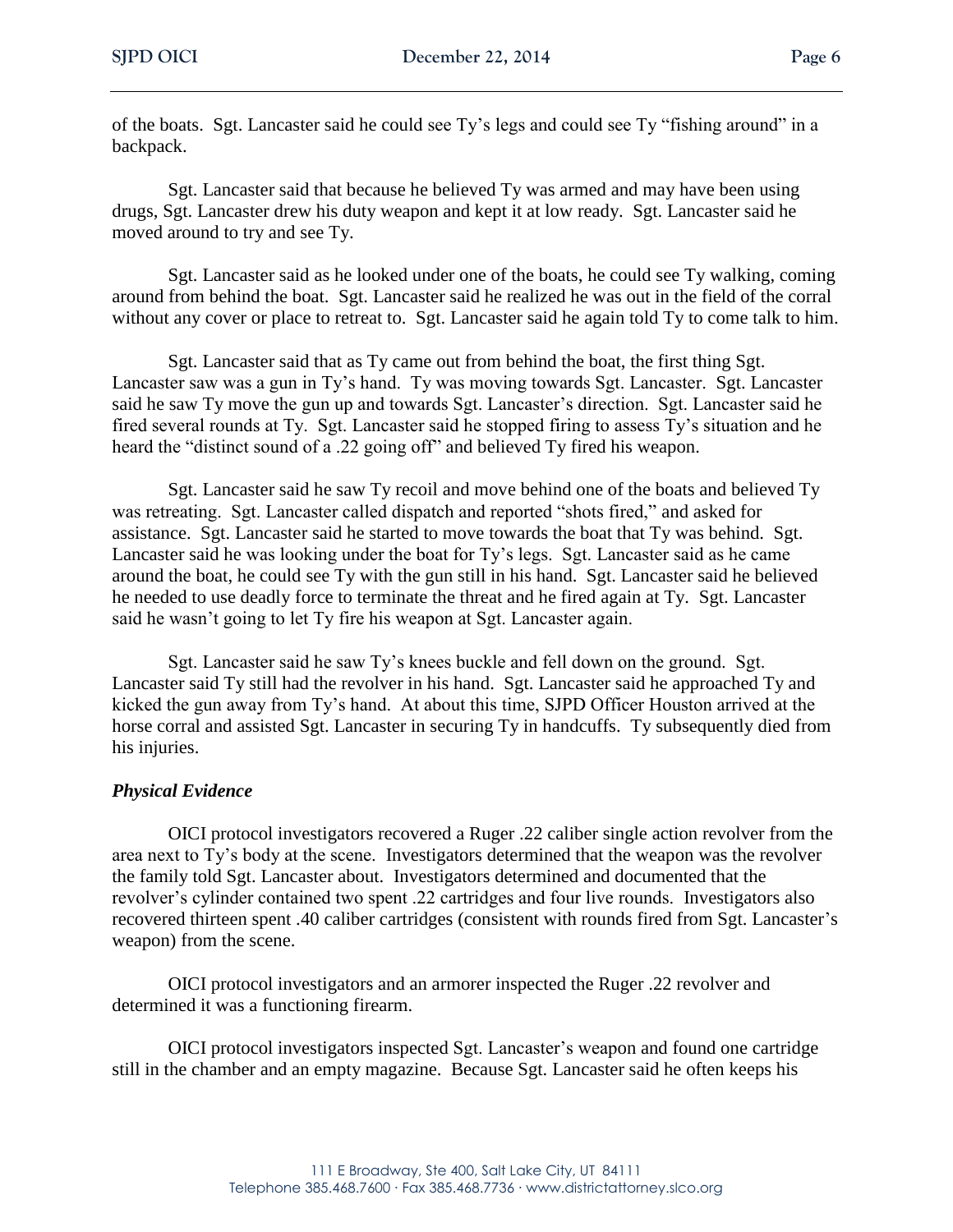of the boats. Sgt. Lancaster said he could see Ty's legs and could see Ty "fishing around" in a backpack.

Sgt. Lancaster said that because he believed Ty was armed and may have been using drugs, Sgt. Lancaster drew his duty weapon and kept it at low ready. Sgt. Lancaster said he moved around to try and see Ty.

Sgt. Lancaster said as he looked under one of the boats, he could see Ty walking, coming around from behind the boat. Sgt. Lancaster said he realized he was out in the field of the corral without any cover or place to retreat to. Sgt. Lancaster said he again told Ty to come talk to him.

Sgt. Lancaster said that as Ty came out from behind the boat, the first thing Sgt. Lancaster saw was a gun in Ty's hand. Ty was moving towards Sgt. Lancaster. Sgt. Lancaster said he saw Ty move the gun up and towards Sgt. Lancaster's direction. Sgt. Lancaster said he fired several rounds at Ty. Sgt. Lancaster said he stopped firing to assess Ty's situation and he heard the "distinct sound of a .22 going off" and believed Ty fired his weapon.

Sgt. Lancaster said he saw Ty recoil and move behind one of the boats and believed Ty was retreating. Sgt. Lancaster called dispatch and reported "shots fired," and asked for assistance. Sgt. Lancaster said he started to move towards the boat that Ty was behind. Sgt. Lancaster said he was looking under the boat for Ty's legs. Sgt. Lancaster said as he came around the boat, he could see Ty with the gun still in his hand. Sgt. Lancaster said he believed he needed to use deadly force to terminate the threat and he fired again at Ty. Sgt. Lancaster said he wasn't going to let Ty fire his weapon at Sgt. Lancaster again.

Sgt. Lancaster said he saw Ty's knees buckle and fell down on the ground. Sgt. Lancaster said Ty still had the revolver in his hand. Sgt. Lancaster said he approached Ty and kicked the gun away from Ty's hand. At about this time, SJPD Officer Houston arrived at the horse corral and assisted Sgt. Lancaster in securing Ty in handcuffs. Ty subsequently died from his injuries.

### *Physical Evidence*

OICI protocol investigators recovered a Ruger .22 caliber single action revolver from the area next to Ty's body at the scene. Investigators determined that the weapon was the revolver the family told Sgt. Lancaster about. Investigators determined and documented that the revolver's cylinder contained two spent .22 cartridges and four live rounds. Investigators also recovered thirteen spent .40 caliber cartridges (consistent with rounds fired from Sgt. Lancaster's weapon) from the scene.

OICI protocol investigators and an armorer inspected the Ruger .22 revolver and determined it was a functioning firearm.

OICI protocol investigators inspected Sgt. Lancaster's weapon and found one cartridge still in the chamber and an empty magazine. Because Sgt. Lancaster said he often keeps his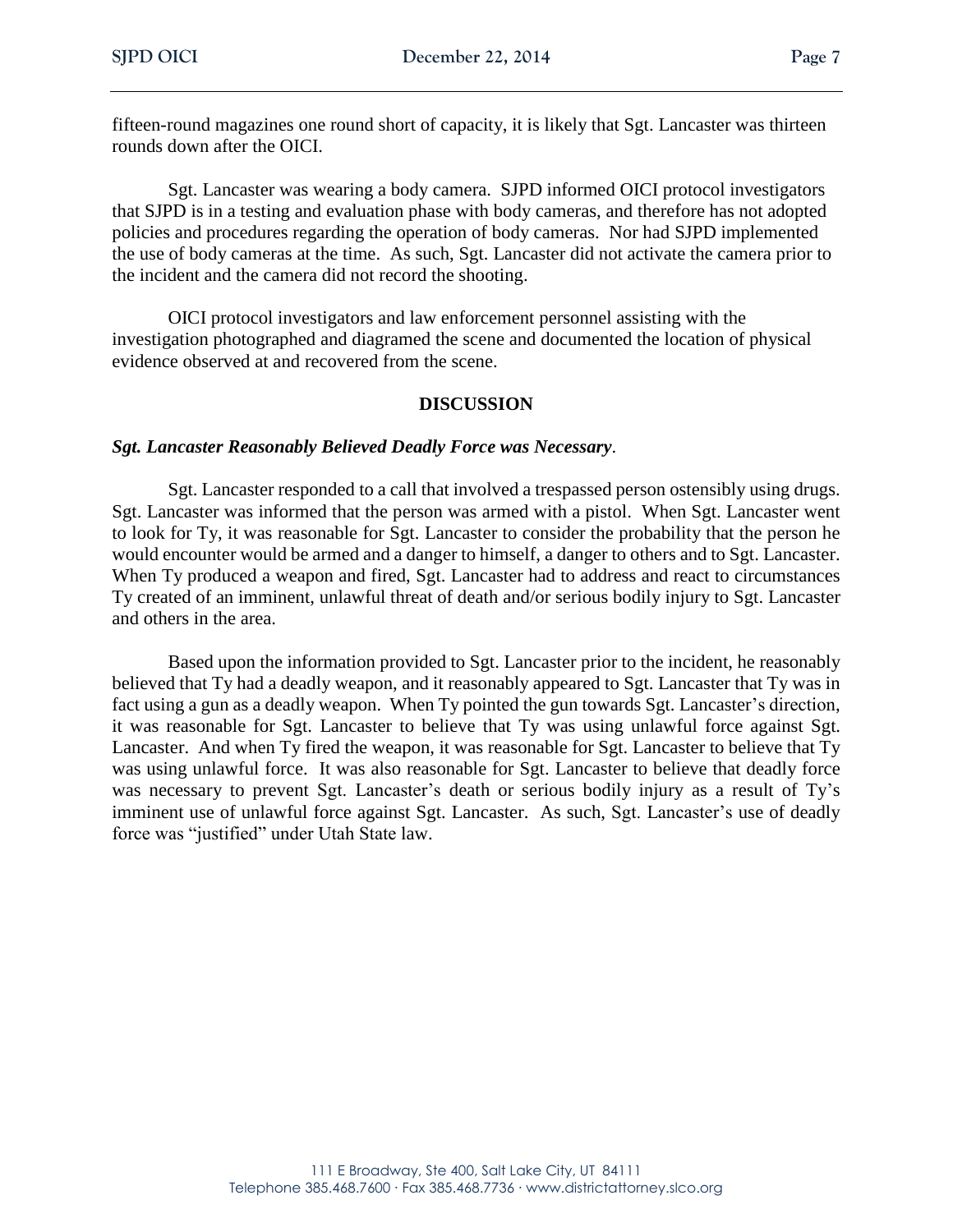fifteen-round magazines one round short of capacity, it is likely that Sgt. Lancaster was thirteen rounds down after the OICI.

Sgt. Lancaster was wearing a body camera. SJPD informed OICI protocol investigators that SJPD is in a testing and evaluation phase with body cameras, and therefore has not adopted policies and procedures regarding the operation of body cameras. Nor had SJPD implemented the use of body cameras at the time. As such, Sgt. Lancaster did not activate the camera prior to the incident and the camera did not record the shooting.

OICI protocol investigators and law enforcement personnel assisting with the investigation photographed and diagramed the scene and documented the location of physical evidence observed at and recovered from the scene.

## DISCUSSION

***Sgt. Lancaster Reasonably Believed Deadly Force was Necessary*.**

Sgt. Lancaster responded to a call that involved a trespassed person ostensibly using drugs. Sgt. Lancaster was informed that the person was armed with a pistol. When Sgt. Lancaster went to look for Ty, it was reasonable for Sgt. Lancaster to consider the probability that the person he would encounter would be armed and a danger to himself, a danger to others and to Sgt. Lancaster. When Ty produced a weapon and fired, Sgt. Lancaster had to address and react to circumstances Ty created of an imminent, unlawful threat of death and/or serious bodily injury to Sgt. Lancaster and others in the area.

Based upon the information provided to Sgt. Lancaster prior to the incident, he reasonably believed that Ty had a deadly weapon, and it reasonably appeared to Sgt. Lancaster that Ty was in fact using a gun as a deadly weapon. When Ty pointed the gun towards Sgt. Lancaster's direction, it was reasonable for Sgt. Lancaster to believe that Ty was using unlawful force against Sgt. Lancaster. And when Ty fired the weapon, it was reasonable for Sgt. Lancaster to believe that Ty was using unlawful force. It was also reasonable for Sgt. Lancaster to believe that deadly force was necessary to prevent Sgt. Lancaster's death or serious bodily injury as a result of Ty's imminent use of unlawful force against Sgt. Lancaster. As such, Sgt. Lancaster's use of deadly force was "justified" under Utah State law.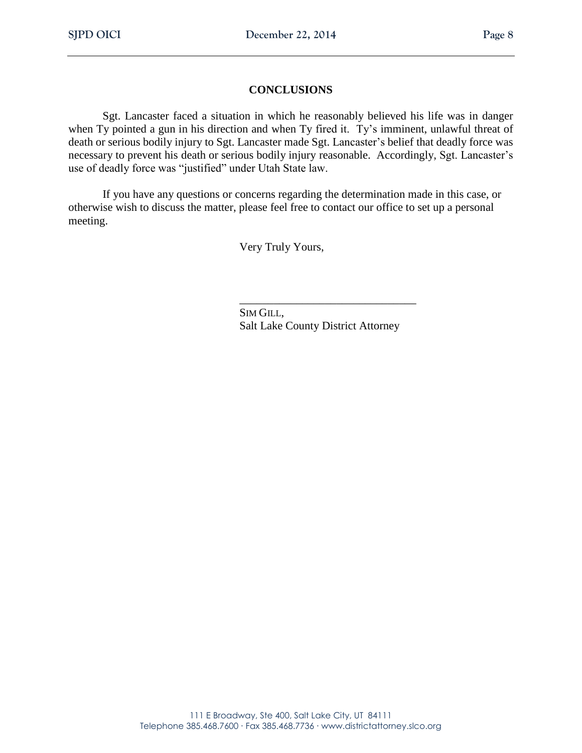## CONCLUSIONS

Sgt. Lancaster faced a situation in which he reasonably believed his life was in danger when Ty pointed a gun in his direction and when Ty fired it. Ty's imminent, unlawful threat of death or serious bodily injury to Sgt. Lancaster made Sgt. Lancaster's belief that deadly force was necessary to prevent his death or serious bodily injury reasonable. Accordingly, Sgt. Lancaster's use of deadly force was "justified" under Utah State law.

If you have any questions or concerns regarding the determination made in this case, or otherwise wish to discuss the matter, please feel free to contact our office to set up a personal meeting.

Very Truly Yours,

\_\_\_\_\_\_\_\_\_\_\_\_\_\_\_\_\_\_\_\_\_\_\_\_\_\_\_\_\_\_\_\_

SIM GILL,
Salt Lake County District Attorney